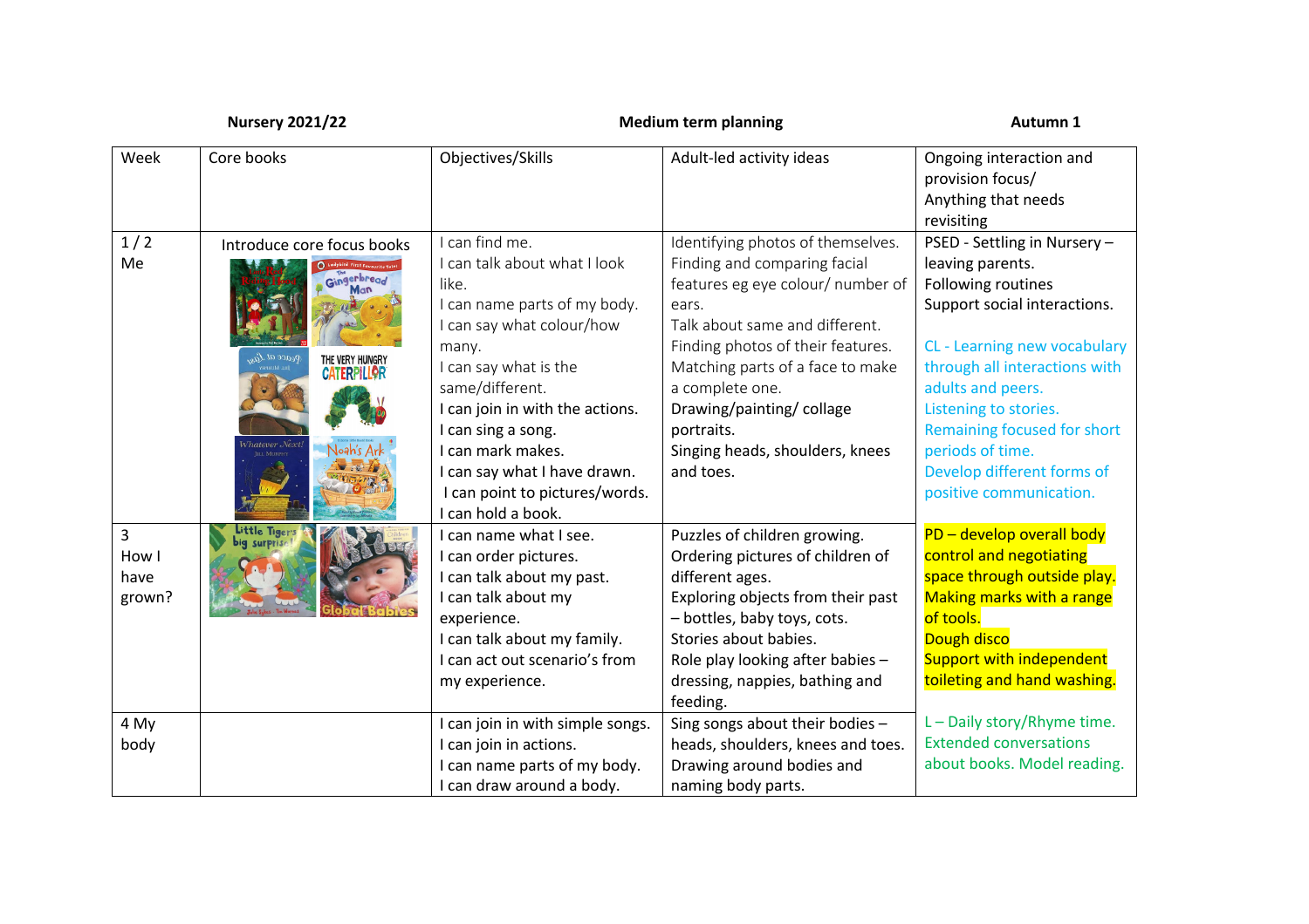**Nursery 2021/22** **Medium term planning** **Autumn 1**

| Week | Core books | Objectives/Skills | Adult-led activity ideas | Ongoing interaction and provision focus/ Anything that needs revisiting |
|---|---|---|---|---|
| 1 / 2 Me | Introduce core focus books | I can find me.<br>I can talk about what I look like.<br>I can name parts of my body.<br>I can say what colour/how many.<br>I can say what is the same/different.<br>I can join in with the actions.<br>I can sing a song.<br>I can mark makes.<br>I can say what I have drawn.<br>I can point to pictures/words.<br>I can hold a book. | Identifying photos of themselves.<br>Finding and comparing facial features eg eye colour/ number of ears.<br>Talk about same and different.<br>Finding photos of their features.<br>Matching parts of a face to make a complete one.<br>Drawing/painting/ collage portraits.<br>Singing heads, shoulders, knees and toes. | PSED - Settling in Nursery – leaving parents.<br>Following routines<br>Support social interactions.<br><br>CL - Learning new vocabulary through all interactions with adults and peers.<br>Listening to stories.<br>Remaining focused for short periods of time.<br>Develop different forms of positive communication. |
| 3 How I have grown? | | I can name what I see.<br>I can order pictures.<br>I can talk about my past.<br>I can talk about my experience.<br>I can talk about my family.<br>I can act out scenario's from my experience. | Puzzles of children growing.<br>Ordering pictures of children of different ages.<br>Exploring objects from their past – bottles, baby toys, cots.<br>Stories about babies.<br>Role play looking after babies – dressing, nappies, bathing and feeding. | PD – develop overall body control and negotiating space through outside play.<br>Making marks with a range of tools.<br>Dough disco<br>Support with independent toileting and hand washing. |
| 4 My body | | I can join in with simple songs.<br>I can join in actions.<br>I can name parts of my body.<br>I can draw around a body. | Sing songs about their bodies – heads, shoulders, knees and toes.<br>Drawing around bodies and naming body parts. | L – Daily story/Rhyme time.<br>Extended conversations about books. Model reading. |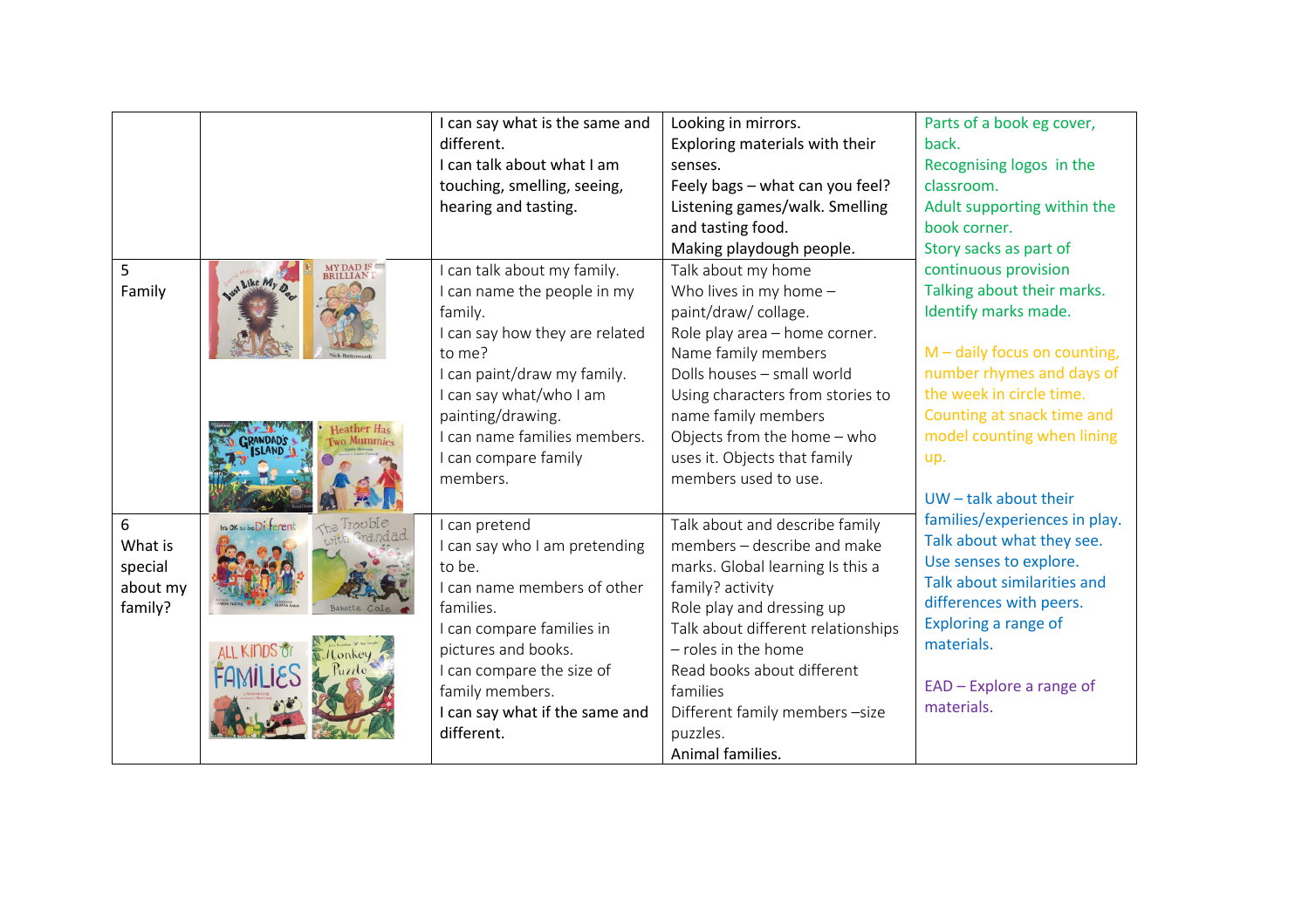|  |  |  |  |  |
|---|---|---|---|---|
|  |  | I can say what is the same and different.<br>I can talk about what I am touching, smelling, seeing, hearing and tasting. | Looking in mirrors.<br>Exploring materials with their senses.<br>Feely bags – what can you feel?<br>Listening games/walk. Smelling and tasting food.<br>Making playdough people. | Parts of a book eg cover, back.<br>Recognising logos in the classroom.<br>Adult supporting within the book corner.<br>Story sacks as part of continuous provision<br>Talking about their marks.<br>Identify marks made.<br><br>M – daily focus on counting, number rhymes and days of the week in circle time.<br>Counting at snack time and model counting when lining up.<br><br>UW – talk about their families/experiences in play.<br>Talk about what they see.<br>Use senses to explore.<br>Talk about similarities and differences with peers.<br>Exploring a range of materials.<br><br>EAD – Explore a range of materials. |
| 5<br>Family |  | I can talk about my family.<br>I can name the people in my family.<br>I can say how they are related to me?<br>I can paint/draw my family.<br>I can say what/who I am painting/drawing.<br>I can name families members.<br>I can compare family members. | Talk about my home<br>Who lives in my home – paint/draw/ collage.<br>Role play area – home corner.<br>Name family members<br>Dolls houses – small world<br>Using characters from stories to name family members<br>Objects from the home – who uses it. Objects that family members used to use. |  |
| 6<br>What is special about my family? |  | I can pretend<br>I can say who I am pretending to be.<br>I can name members of other families.<br>I can compare families in pictures and books.<br>I can compare the size of family members.<br>I can say what if the same and different. | Talk about and describe family members – describe and make marks. Global learning Is this a family? activity<br>Role play and dressing up<br>Talk about different relationships – roles in the home<br>Read books about different families<br>Different family members –size puzzles.<br>Animal families. |  |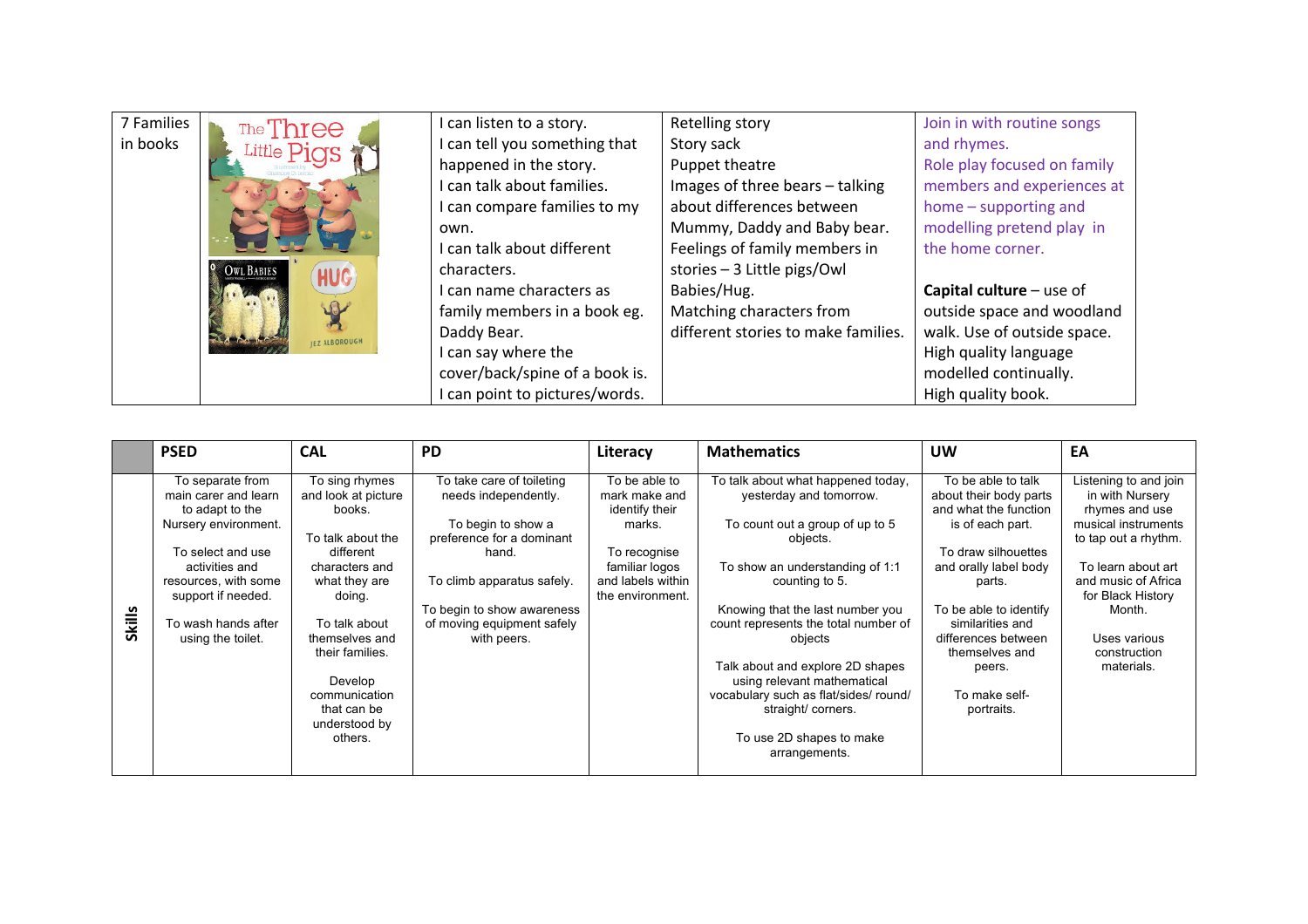| 7 Families in books | | I can listen to a story.<br>I can tell you something that happened in the story.<br>I can talk about families.<br>I can compare families to my own.<br>I can talk about different characters.<br>I can name characters as family members in a book eg. Daddy Bear.<br>I can say where the cover/back/spine of a book is.<br>I can point to pictures/words. | Retelling story<br>Story sack<br>Puppet theatre<br>Images of three bears – talking about differences between Mummy, Daddy and Baby bear.<br>Feelings of family members in stories – 3 Little pigs/Owl Babies/Hug.<br>Matching characters from different stories to make families. | Join in with routine songs and rhymes.<br>Role play focused on family members and experiences at home – supporting and modelling pretend play in the home corner.<br><br>**Capital culture** – use of outside space and woodland walk. Use of outside space.<br>High quality language modelled continually.<br>High quality book. |
|---|---|---|---|---|

| | PSED | CAL | PD | Literacy | Mathematics | UW | EA |
|---|---|---|---|---|---|---|---|
| **Skills** | To separate from main carer and learn to adapt to the Nursery environment.<br><br>To select and use activities and resources, with some support if needed.<br><br>To wash hands after using the toilet. | To sing rhymes and look at picture books.<br><br>To talk about the different characters and what they are doing.<br><br>To talk about themselves and their families.<br><br>Develop communication that can be understood by others. | To take care of toileting needs independently.<br><br>To begin to show a preference for a dominant hand.<br><br>To climb apparatus safely.<br><br>To begin to show awareness of moving equipment safely with peers. | To be able to mark make and identify their marks.<br><br>To recognise familiar logos and labels within the environment. | To talk about what happened today, yesterday and tomorrow.<br><br>To count out a group of up to 5 objects.<br><br>To show an understanding of 1:1 counting to 5.<br><br>Knowing that the last number you count represents the total number of objects<br><br>Talk about and explore 2D shapes using relevant mathematical vocabulary such as flat/sides/ round/ straight/ corners.<br><br>To use 2D shapes to make arrangements. | To be able to talk about their body parts and what the function is of each part.<br><br>To draw silhouettes and orally label body parts.<br><br>To be able to identify similarities and differences between themselves and peers.<br><br>To make self-portraits. | Listening to and join in with Nursery rhymes and use musical instruments to tap out a rhythm.<br><br>To learn about art and music of Africa for Black History Month.<br><br>Uses various construction materials. |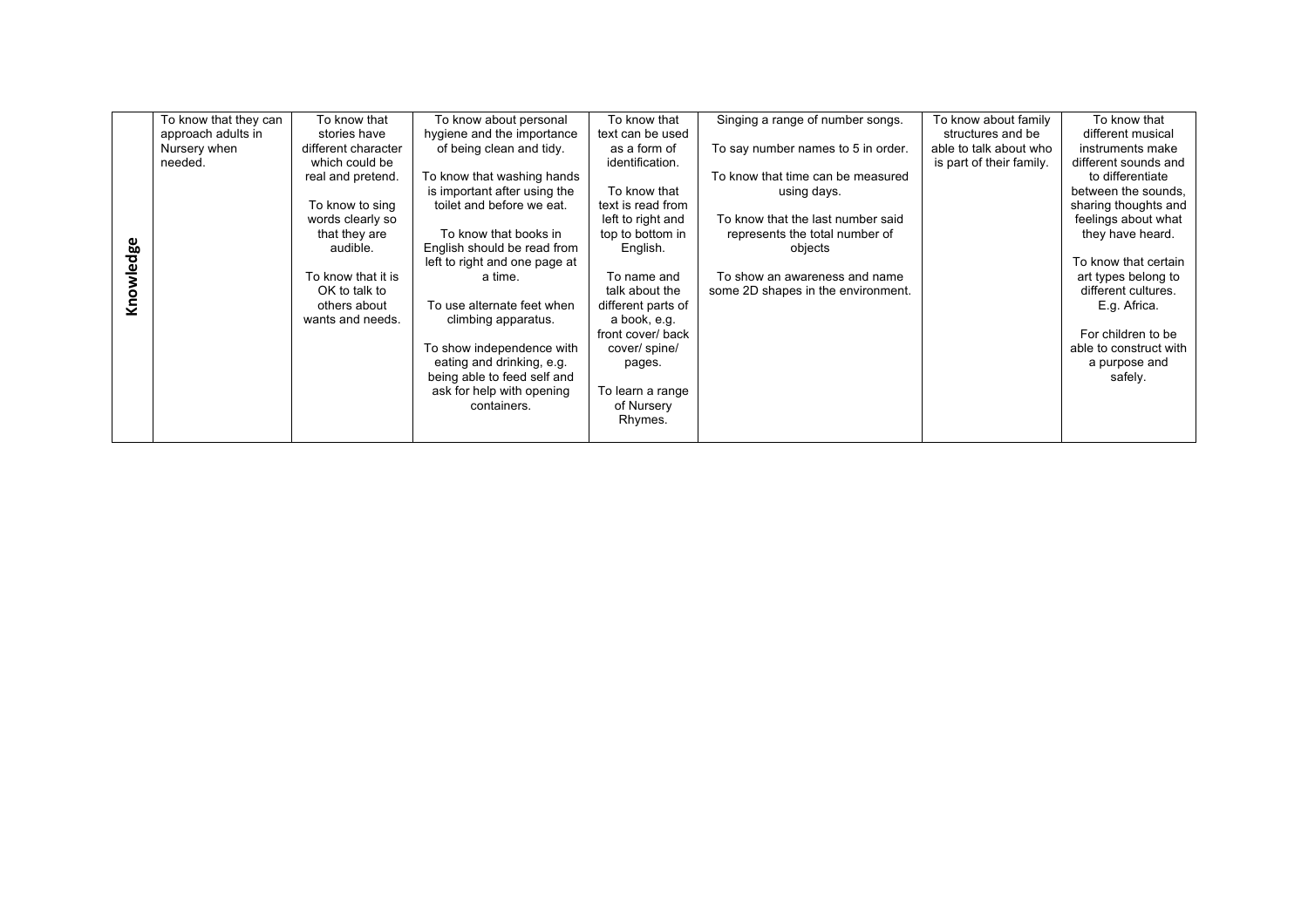| | | | | | | | |
|---|---|---|---|---|---|---|---|
| **Knowledge** | To know that they can approach adults in Nursery when needed. | To know that stories have different character which could be real and pretend.<br><br>To know to sing words clearly so that they are audible.<br><br>To know that it is OK to talk to others about wants and needs. | To know about personal hygiene and the importance of being clean and tidy.<br><br>To know that washing hands is important after using the toilet and before we eat.<br><br>To know that books in English should be read from left to right and one page at a time.<br><br>To use alternate feet when climbing apparatus.<br><br>To show independence with eating and drinking, e.g. being able to feed self and ask for help with opening containers. | To know that text can be used as a form of identification.<br><br>To know that text is read from left to right and top to bottom in English.<br><br>To name and talk about the different parts of a book, e.g. front cover/ back cover/ spine/ pages.<br><br>To learn a range of Nursery Rhymes. | Singing a range of number songs.<br><br>To say number names to 5 in order.<br><br>To know that time can be measured using days.<br><br>To know that the last number said represents the total number of objects<br><br>To show an awareness and name some 2D shapes in the environment. | To know about family structures and be able to talk about who is part of their family. | To know that different musical instruments make different sounds and to differentiate between the sounds, sharing thoughts and feelings about what they have heard.<br><br>To know that certain art types belong to different cultures. E.g. Africa.<br><br>For children to be able to construct with a purpose and safely. |